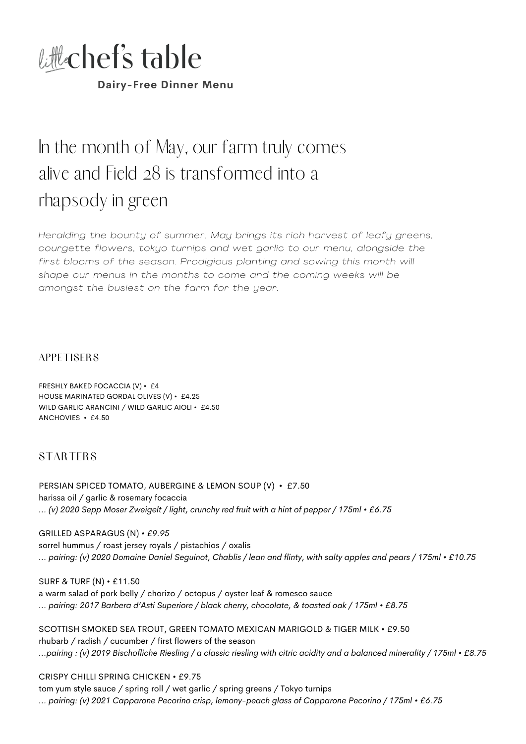# little chef's table

**Dairy-Free Dinner Menu**

## In the month of May, our farm truly comes alive and Field 28 is transformed into a rhapsody in green

*Heralding the bounty of summer, May brings its rich harvest of leafy greens, courgette flowers, tokyo turnips and wet garlic to our menu, alongside the first blooms of the season. Prodigious planting and sowing this month will shape our menus in the months to come and the coming weeks will be amongst the busiest on the farm for the year.*

### APPETISERS

FRESHLY BAKED FOCACCIA (V) • £4
HOUSE MARINATED GORDAL OLIVES (V) • £4.25
WILD GARLIC ARANCINI / WILD GARLIC AIOLI • £4.50
ANCHOVIES • £4.50

### STARTERS

PERSIAN SPICED TOMATO, AUBERGINE & LEMON SOUP (V) • £7.50
harissa oil / garlic & rosemary focaccia
*... (v) 2020 Sepp Moser Zweigelt / light, crunchy red fruit with a hint of pepper / 175ml • £6.75*

GRILLED ASPARAGUS (N) *• £9.95*
sorrel hummus / roast jersey royals / pistachios / oxalis
*... pairing: (v) 2020 Domaine Daniel Seguinot, Chablis / lean and flinty, with salty apples and pears / 175ml • £10.75*

SURF & TURF (N) • £11.50
a warm salad of pork belly / chorizo / octopus / oyster leaf & romesco sauce
*... pairing: 2017 Barbera d'Asti Superiore / black cherry, chocolate, & toasted oak / 175ml • £8.75*

SCOTTISH SMOKED SEA TROUT, GREEN TOMATO MEXICAN MARIGOLD & TIGER MILK • £9.50
rhubarb / radish / cucumber / first flowers of the season
*...pairing : (v) 2019 Bischofliche Riesling / a classic riesling with citric acidity and a balanced minerality / 175ml • £8.75*

CRISPY CHILLI SPRING CHICKEN • £9.75
tom yum style sauce / spring roll / wet garlic / spring greens / Tokyo turnips
*... pairing: (v) 2021 Capparone Pecorino crisp, lemony-peach glass of Capparone Pecorino / 175ml • £6.75*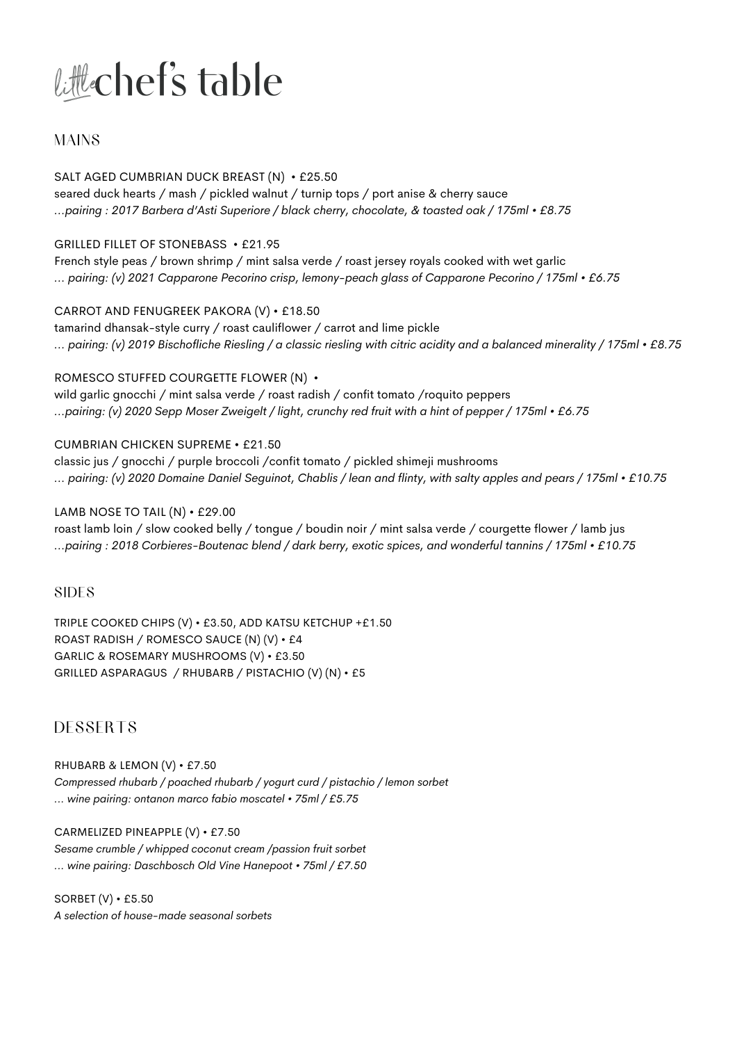# little chef's table

## MAINS

SALT AGED CUMBRIAN DUCK BREAST (N) • £25.50
seared duck hearts / mash / pickled walnut / turnip tops / port anise & cherry sauce
*...pairing : 2017 Barbera d'Asti Superiore / black cherry, chocolate, & toasted oak / 175ml • £8.75*

GRILLED FILLET OF STONEBASS • £21.95
French style peas / brown shrimp / mint salsa verde / roast jersey royals cooked with wet garlic
*... pairing: (v) 2021 Capparone Pecorino crisp, lemony-peach glass of Capparone Pecorino / 175ml • £6.75*

CARROT AND FENUGREEK PAKORA (V) • £18.50
tamarind dhansak-style curry / roast cauliflower / carrot and lime pickle
*... pairing: (v) 2019 Bischofliche Riesling / a classic riesling with citric acidity and a balanced minerality / 175ml • £8.75*

ROMESCO STUFFED COURGETTE FLOWER (N) •
wild garlic gnocchi / mint salsa verde / roast radish / confit tomato /roquito peppers
*...pairing: (v) 2020 Sepp Moser Zweigelt / light, crunchy red fruit with a hint of pepper / 175ml • £6.75*

CUMBRIAN CHICKEN SUPREME • £21.50
classic jus / gnocchi / purple broccoli /confit tomato / pickled shimeji mushrooms
*... pairing: (v) 2020 Domaine Daniel Seguinot, Chablis / lean and flinty, with salty apples and pears / 175ml • £10.75*

LAMB NOSE TO TAIL (N) • £29.00
roast lamb loin / slow cooked belly / tongue / boudin noir / mint salsa verde / courgette flower / lamb jus
*...pairing : 2018 Corbieres-Boutenac blend / dark berry, exotic spices, and wonderful tannins / 175ml • £10.75*

## SIDES

TRIPLE COOKED CHIPS (V) • £3.50, ADD KATSU KETCHUP +£1.50
ROAST RADISH / ROMESCO SAUCE (N) (V) • £4
GARLIC & ROSEMARY MUSHROOMS (V) • £3.50
GRILLED ASPARAGUS / RHUBARB / PISTACHIO (V) (N) • £5

## DESSERTS

RHUBARB & LEMON (V) • £7.50
*Compressed rhubarb / poached rhubarb / yogurt curd / pistachio / lemon sorbet*
*... wine pairing: ontanon marco fabio moscatel • 75ml / £5.75*

CARMELIZED PINEAPPLE (V) • £7.50
*Sesame crumble / whipped coconut cream /passion fruit sorbet*
*... wine pairing: Daschbosch Old Vine Hanepoot • 75ml / £7.50*

SORBET (V) • £5.50
*A selection of house-made seasonal sorbets*